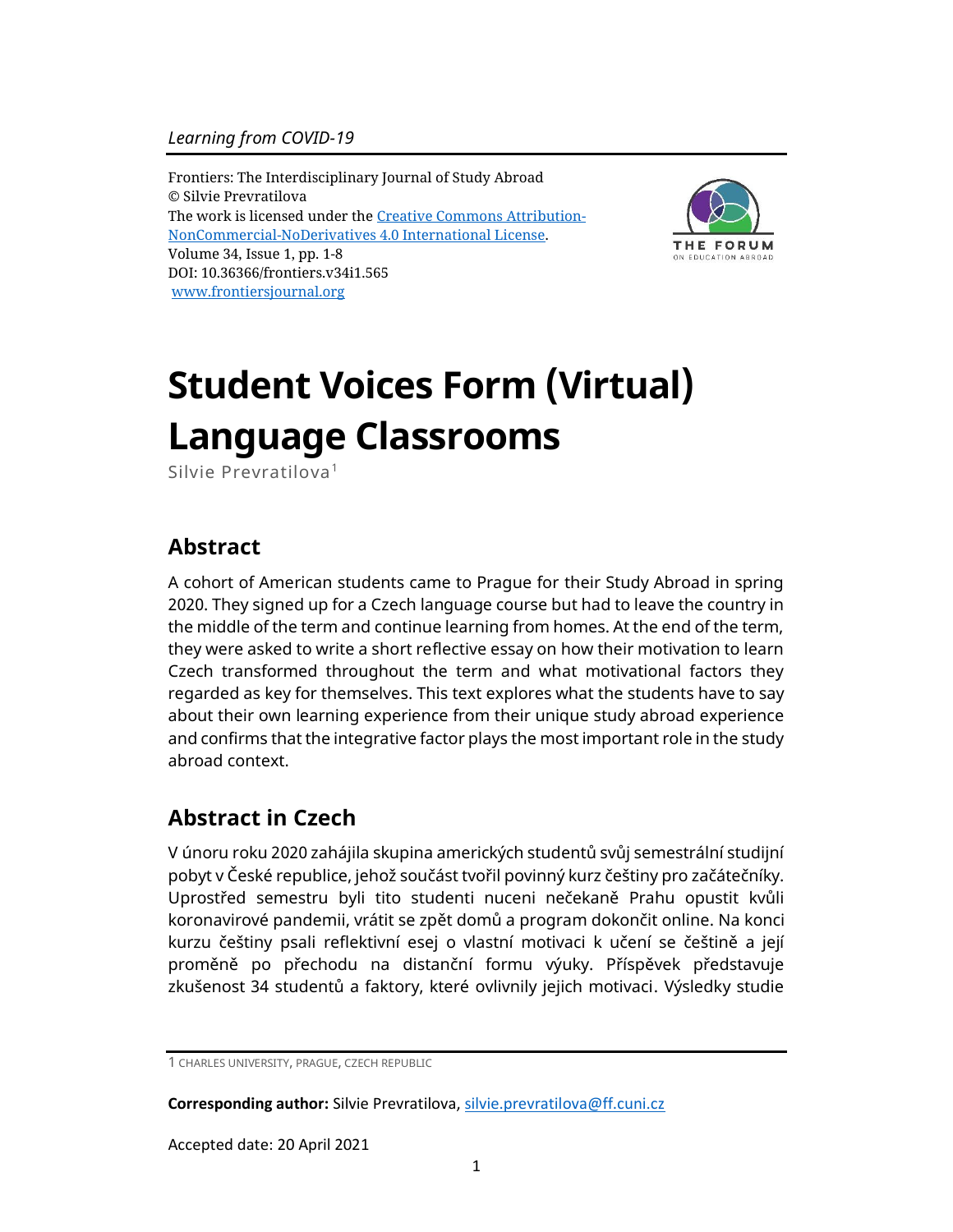*Learning from COVID-19*

Frontiers: The Interdisciplinary Journal of Study Abroad
© Silvie Prevratilova
The work is licensed under the [Creative Commons Attribution-NonCommercial-NoDerivatives 4.0 International License](https://creativecommons.org/licenses/by-nc-nd/4.0/).
Volume 34, Issue 1, pp. 1-8
DOI: 10.36366/frontiers.v34i1.565
[www.frontiersjournal.org](http://www.frontiersjournal.org)

# Student Voices Form (Virtual) Language Classrooms

Silvie Prevratilova[1]

## Abstract

A cohort of American students came to Prague for their Study Abroad in spring 2020. They signed up for a Czech language course but had to leave the country in the middle of the term and continue learning from homes. At the end of the term, they were asked to write a short reflective essay on how their motivation to learn Czech transformed throughout the term and what motivational factors they regarded as key for themselves. This text explores what the students have to say about their own learning experience from their unique study abroad experience and confirms that the integrative factor plays the most important role in the study abroad context.

## Abstract in Czech

V únoru roku 2020 zahájila skupina amerických studentů svůj semestrální studijní pobyt v České republice, jehož součást tvořil povinný kurz češtiny pro začátečníky. Uprostřed semestru byli tito studenti nuceni nečekaně Prahu opustit kvůli koronavirové pandemii, vrátit se zpět domů a program dokončit online. Na konci kurzu češtiny psali reflektivní esej o vlastní motivaci k učení se češtině a její proměně po přechodu na distanční formu výuky. Příspěvek představuje zkušenost 34 studentů a faktory, které ovlivnily jejich motivaci. Výsledky studie

---

1 Charles University, Prague, Czech Republic

**Corresponding author:** Silvie Prevratilova, [silvie.prevratilova@ff.cuni.cz](mailto:silvie.prevratilova@ff.cuni.cz)

Accepted date: 20 April 2021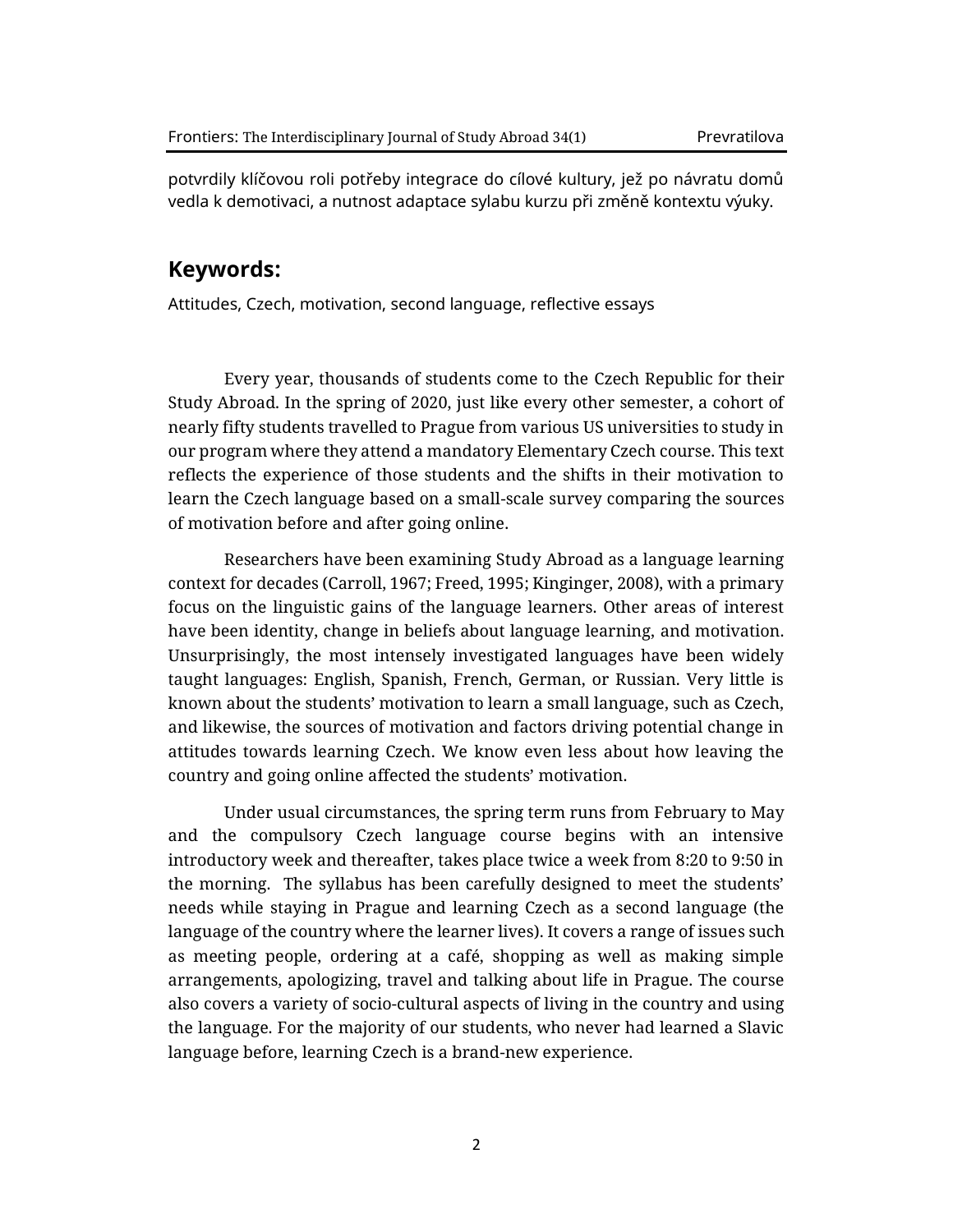potvrdily klíčovou roli potřeby integrace do cílové kultury, jež po návratu domů vedla k demotivaci, a nutnost adaptace sylabu kurzu při změně kontextu výuky.

## Keywords:

Attitudes, Czech, motivation, second language, reflective essays

Every year, thousands of students come to the Czech Republic for their Study Abroad. In the spring of 2020, just like every other semester, a cohort of nearly fifty students travelled to Prague from various US universities to study in our program where they attend a mandatory Elementary Czech course. This text reflects the experience of those students and the shifts in their motivation to learn the Czech language based on a small-scale survey comparing the sources of motivation before and after going online.

Researchers have been examining Study Abroad as a language learning context for decades (Carroll, 1967; Freed, 1995; Kinginger, 2008), with a primary focus on the linguistic gains of the language learners. Other areas of interest have been identity, change in beliefs about language learning, and motivation. Unsurprisingly, the most intensely investigated languages have been widely taught languages: English, Spanish, French, German, or Russian. Very little is known about the students' motivation to learn a small language, such as Czech, and likewise, the sources of motivation and factors driving potential change in attitudes towards learning Czech. We know even less about how leaving the country and going online affected the students' motivation.

Under usual circumstances, the spring term runs from February to May and the compulsory Czech language course begins with an intensive introductory week and thereafter, takes place twice a week from 8:20 to 9:50 in the morning. The syllabus has been carefully designed to meet the students' needs while staying in Prague and learning Czech as a second language (the language of the country where the learner lives). It covers a range of issues such as meeting people, ordering at a café, shopping as well as making simple arrangements, apologizing, travel and talking about life in Prague. The course also covers a variety of socio-cultural aspects of living in the country and using the language. For the majority of our students, who never had learned a Slavic language before, learning Czech is a brand-new experience.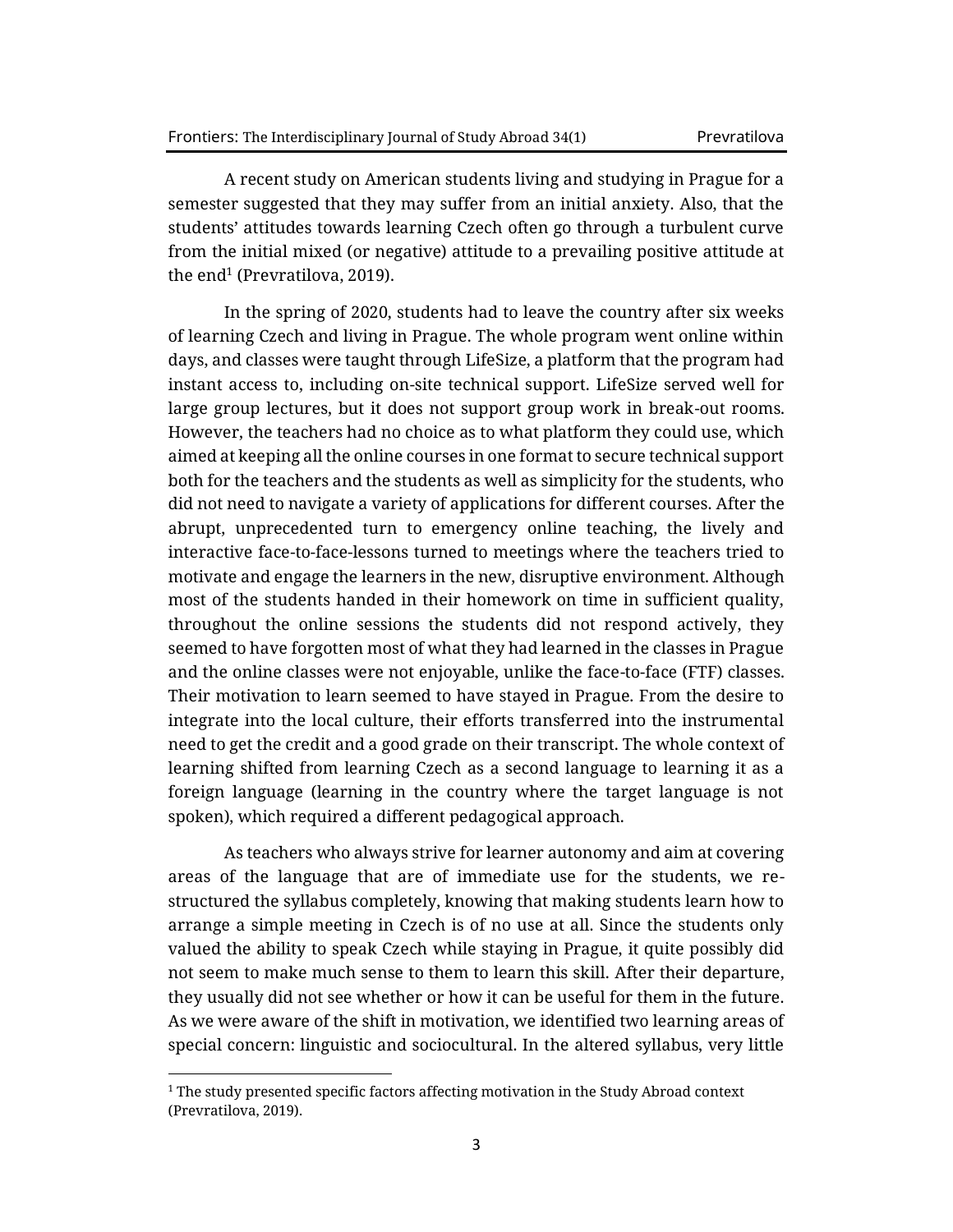A recent study on American students living and studying in Prague for a semester suggested that they may suffer from an initial anxiety. Also, that the students' attitudes towards learning Czech often go through a turbulent curve from the initial mixed (or negative) attitude to a prevailing positive attitude at the end[1] (Prevratilova, 2019).

In the spring of 2020, students had to leave the country after six weeks of learning Czech and living in Prague. The whole program went online within days, and classes were taught through LifeSize, a platform that the program had instant access to, including on-site technical support. LifeSize served well for large group lectures, but it does not support group work in break-out rooms. However, the teachers had no choice as to what platform they could use, which aimed at keeping all the online courses in one format to secure technical support both for the teachers and the students as well as simplicity for the students, who did not need to navigate a variety of applications for different courses. After the abrupt, unprecedented turn to emergency online teaching, the lively and interactive face-to-face-lessons turned to meetings where the teachers tried to motivate and engage the learners in the new, disruptive environment. Although most of the students handed in their homework on time in sufficient quality, throughout the online sessions the students did not respond actively, they seemed to have forgotten most of what they had learned in the classes in Prague and the online classes were not enjoyable, unlike the face-to-face (FTF) classes. Their motivation to learn seemed to have stayed in Prague. From the desire to integrate into the local culture, their efforts transferred into the instrumental need to get the credit and a good grade on their transcript. The whole context of learning shifted from learning Czech as a second language to learning it as a foreign language (learning in the country where the target language is not spoken), which required a different pedagogical approach.

As teachers who always strive for learner autonomy and aim at covering areas of the language that are of immediate use for the students, we re-structured the syllabus completely, knowing that making students learn how to arrange a simple meeting in Czech is of no use at all. Since the students only valued the ability to speak Czech while staying in Prague, it quite possibly did not seem to make much sense to them to learn this skill. After their departure, they usually did not see whether or how it can be useful for them in the future. As we were aware of the shift in motivation, we identified two learning areas of special concern: linguistic and sociocultural. In the altered syllabus, very little

[1] The study presented specific factors affecting motivation in the Study Abroad context (Prevratilova, 2019).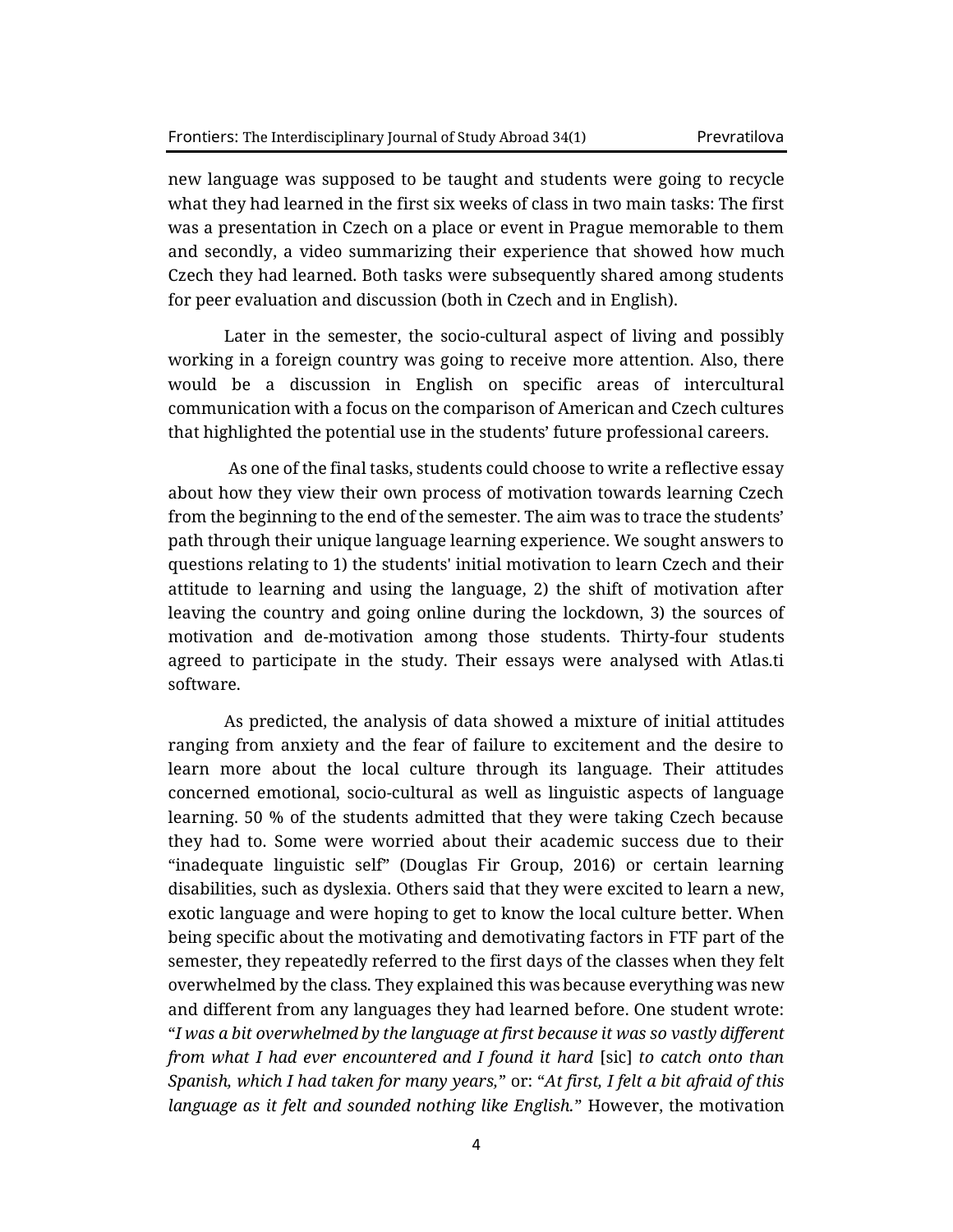new language was supposed to be taught and students were going to recycle what they had learned in the first six weeks of class in two main tasks: The first was a presentation in Czech on a place or event in Prague memorable to them and secondly, a video summarizing their experience that showed how much Czech they had learned. Both tasks were subsequently shared among students for peer evaluation and discussion (both in Czech and in English).

Later in the semester, the socio-cultural aspect of living and possibly working in a foreign country was going to receive more attention. Also, there would be a discussion in English on specific areas of intercultural communication with a focus on the comparison of American and Czech cultures that highlighted the potential use in the students' future professional careers.

As one of the final tasks, students could choose to write a reflective essay about how they view their own process of motivation towards learning Czech from the beginning to the end of the semester. The aim was to trace the students' path through their unique language learning experience. We sought answers to questions relating to 1) the students' initial motivation to learn Czech and their attitude to learning and using the language, 2) the shift of motivation after leaving the country and going online during the lockdown, 3) the sources of motivation and de-motivation among those students. Thirty-four students agreed to participate in the study. Their essays were analysed with Atlas.ti software.

As predicted, the analysis of data showed a mixture of initial attitudes ranging from anxiety and the fear of failure to excitement and the desire to learn more about the local culture through its language. Their attitudes concerned emotional, socio-cultural as well as linguistic aspects of language learning. 50 % of the students admitted that they were taking Czech because they had to. Some were worried about their academic success due to their "inadequate linguistic self" (Douglas Fir Group, 2016) or certain learning disabilities, such as dyslexia. Others said that they were excited to learn a new, exotic language and were hoping to get to know the local culture better. When being specific about the motivating and demotivating factors in FTF part of the semester, they repeatedly referred to the first days of the classes when they felt overwhelmed by the class. They explained this was because everything was new and different from any languages they had learned before. One student wrote: "*I was a bit overwhelmed by the language at first because it was so vastly different from what I had ever encountered and I found it hard* [sic] *to catch onto than Spanish, which I had taken for many years,*" or: "*At first, I felt a bit afraid of this language as it felt and sounded nothing like English.*" However, the motivation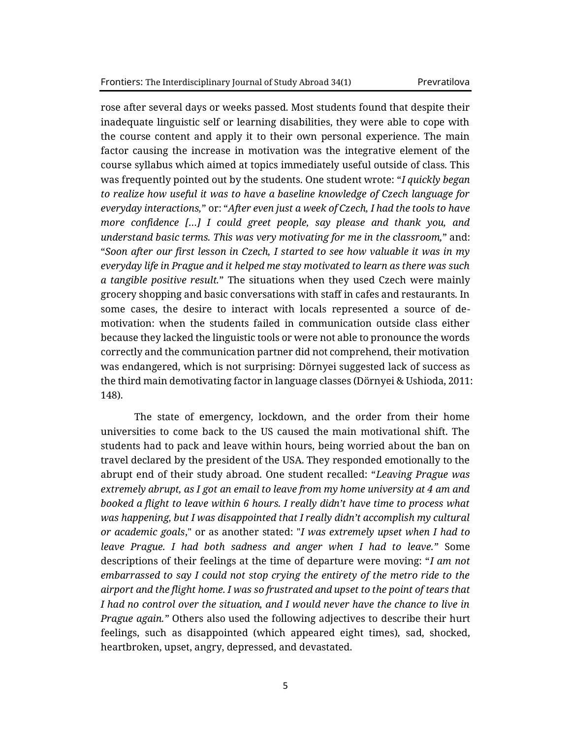rose after several days or weeks passed. Most students found that despite their inadequate linguistic self or learning disabilities, they were able to cope with the course content and apply it to their own personal experience. The main factor causing the increase in motivation was the integrative element of the course syllabus which aimed at topics immediately useful outside of class. This was frequently pointed out by the students. One student wrote: "*I quickly began to realize how useful it was to have a baseline knowledge of Czech language for everyday interactions,*" or: "*After even just a week of Czech, I had the tools to have more confidence […] I could greet people, say please and thank you, and understand basic terms. This was very motivating for me in the classroom,*" and: "*Soon after our first lesson in Czech, I started to see how valuable it was in my everyday life in Prague and it helped me stay motivated to learn as there was such a tangible positive result.*" The situations when they used Czech were mainly grocery shopping and basic conversations with staff in cafes and restaurants. In some cases, the desire to interact with locals represented a source of demotivation: when the students failed in communication outside class either because they lacked the linguistic tools or were not able to pronounce the words correctly and the communication partner did not comprehend, their motivation was endangered, which is not surprising: Dörnyei suggested lack of success as the third main demotivating factor in language classes (Dörnyei & Ushioda, 2011: 148).

The state of emergency, lockdown, and the order from their home universities to come back to the US caused the main motivational shift. The students had to pack and leave within hours, being worried about the ban on travel declared by the president of the USA. They responded emotionally to the abrupt end of their study abroad. One student recalled: "*Leaving Prague was extremely abrupt, as I got an email to leave from my home university at 4 am and booked a flight to leave within 6 hours. I really didn't have time to process what was happening, but I was disappointed that I really didn't accomplish my cultural or academic goals*," or as another stated: "*I was extremely upset when I had to leave Prague. I had both sadness and anger when I had to leave.*" Some descriptions of their feelings at the time of departure were moving: "*I am not embarrassed to say I could not stop crying the entirety of the metro ride to the airport and the flight home. I was so frustrated and upset to the point of tears that I had no control over the situation, and I would never have the chance to live in Prague again.*" Others also used the following adjectives to describe their hurt feelings, such as disappointed (which appeared eight times), sad, shocked, heartbroken, upset, angry, depressed, and devastated.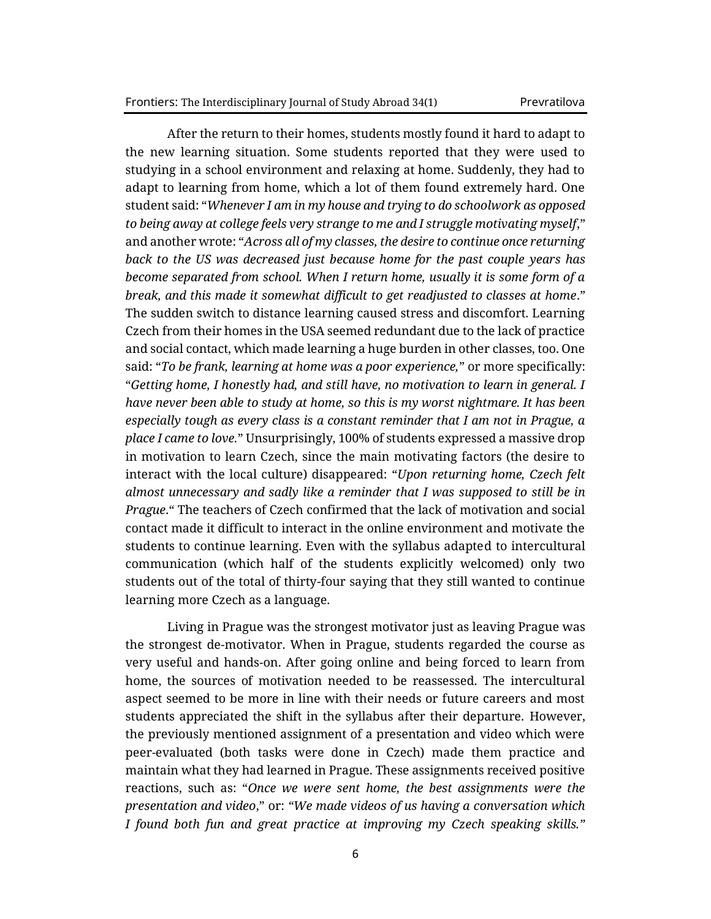After the return to their homes, students mostly found it hard to adapt to the new learning situation. Some students reported that they were used to studying in a school environment and relaxing at home. Suddenly, they had to adapt to learning from home, which a lot of them found extremely hard. One student said: "*Whenever I am in my house and trying to do schoolwork as opposed to being away at college feels very strange to me and I struggle motivating myself*," and another wrote: "*Across all of my classes, the desire to continue once returning back to the US was decreased just because home for the past couple years has become separated from school. When I return home, usually it is some form of a break, and this made it somewhat difficult to get readjusted to classes at home*." The sudden switch to distance learning caused stress and discomfort. Learning Czech from their homes in the USA seemed redundant due to the lack of practice and social contact, which made learning a huge burden in other classes, too. One said: "*To be frank, learning at home was a poor experience,*" or more specifically: "*Getting home, I honestly had, and still have, no motivation to learn in general. I have never been able to study at home, so this is my worst nightmare. It has been especially tough as every class is a constant reminder that I am not in Prague, a place I came to love.*" Unsurprisingly, 100% of students expressed a massive drop in motivation to learn Czech, since the main motivating factors (the desire to interact with the local culture) disappeared: "*Upon returning home, Czech felt almost unnecessary and sadly like a reminder that I was supposed to still be in Prague*." The teachers of Czech confirmed that the lack of motivation and social contact made it difficult to interact in the online environment and motivate the students to continue learning. Even with the syllabus adapted to intercultural communication (which half of the students explicitly welcomed) only two students out of the total of thirty-four saying that they still wanted to continue learning more Czech as a language.

Living in Prague was the strongest motivator just as leaving Prague was the strongest de-motivator. When in Prague, students regarded the course as very useful and hands-on. After going online and being forced to learn from home, the sources of motivation needed to be reassessed. The intercultural aspect seemed to be more in line with their needs or future careers and most students appreciated the shift in the syllabus after their departure. However, the previously mentioned assignment of a presentation and video which were peer-evaluated (both tasks were done in Czech) made them practice and maintain what they had learned in Prague. These assignments received positive reactions, such as: "*Once we were sent home, the best assignments were the presentation and video*," or: "*We made videos of us having a conversation which I found both fun and great practice at improving my Czech speaking skills.*"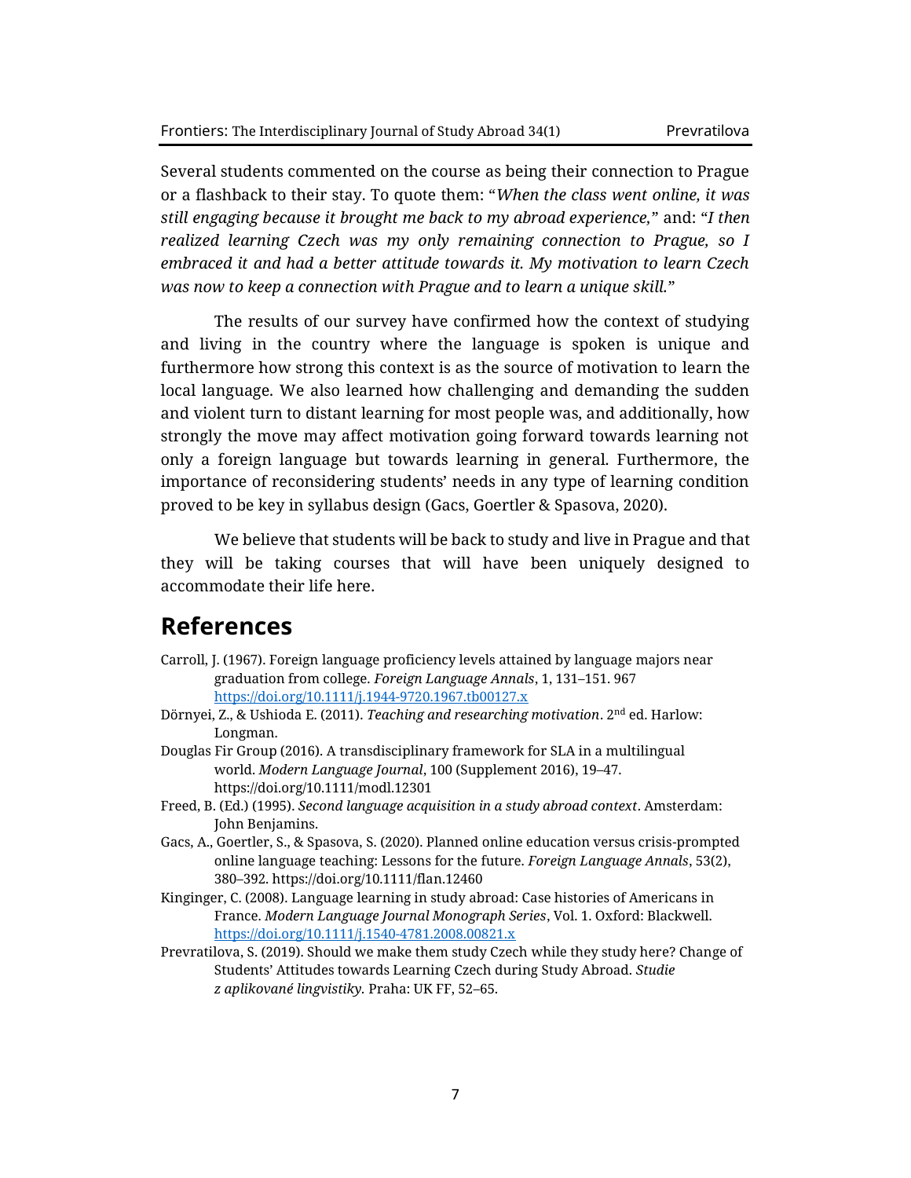Several students commented on the course as being their connection to Prague or a flashback to their stay. To quote them: "*When the class went online, it was still engaging because it brought me back to my abroad experience,*" and: "*I then realized learning Czech was my only remaining connection to Prague, so I embraced it and had a better attitude towards it. My motivation to learn Czech was now to keep a connection with Prague and to learn a unique skill.*"

The results of our survey have confirmed how the context of studying and living in the country where the language is spoken is unique and furthermore how strong this context is as the source of motivation to learn the local language. We also learned how challenging and demanding the sudden and violent turn to distant learning for most people was, and additionally, how strongly the move may affect motivation going forward towards learning not only a foreign language but towards learning in general. Furthermore, the importance of reconsidering students' needs in any type of learning condition proved to be key in syllabus design (Gacs, Goertler & Spasova, 2020).

We believe that students will be back to study and live in Prague and that they will be taking courses that will have been uniquely designed to accommodate their life here.

## References

Carroll, J. (1967). Foreign language proficiency levels attained by language majors near graduation from college. *Foreign Language Annals*, 1, 131–151. 967 https://doi.org/10.1111/j.1944-9720.1967.tb00127.x

Dörnyei, Z., & Ushioda E. (2011). *Teaching and researching motivation*. 2nd ed. Harlow: Longman.

Douglas Fir Group (2016). A transdisciplinary framework for SLA in a multilingual world. *Modern Language Journal*, 100 (Supplement 2016), 19–47. https://doi.org/10.1111/modl.12301

Freed, B. (Ed.) (1995). *Second language acquisition in a study abroad context*. Amsterdam: John Benjamins.

Gacs, A., Goertler, S., & Spasova, S. (2020). Planned online education versus crisis-prompted online language teaching: Lessons for the future. *Foreign Language Annals*, 53(2), 380–392. https://doi.org/10.1111/flan.12460

Kinginger, C. (2008). Language learning in study abroad: Case histories of Americans in France. *Modern Language Journal Monograph Series*, Vol. 1. Oxford: Blackwell. https://doi.org/10.1111/j.1540-4781.2008.00821.x

Prevratilova, S. (2019). Should we make them study Czech while they study here? Change of Students' Attitudes towards Learning Czech during Study Abroad. *Studie z aplikované lingvistiky.* Praha: UK FF, 52–65.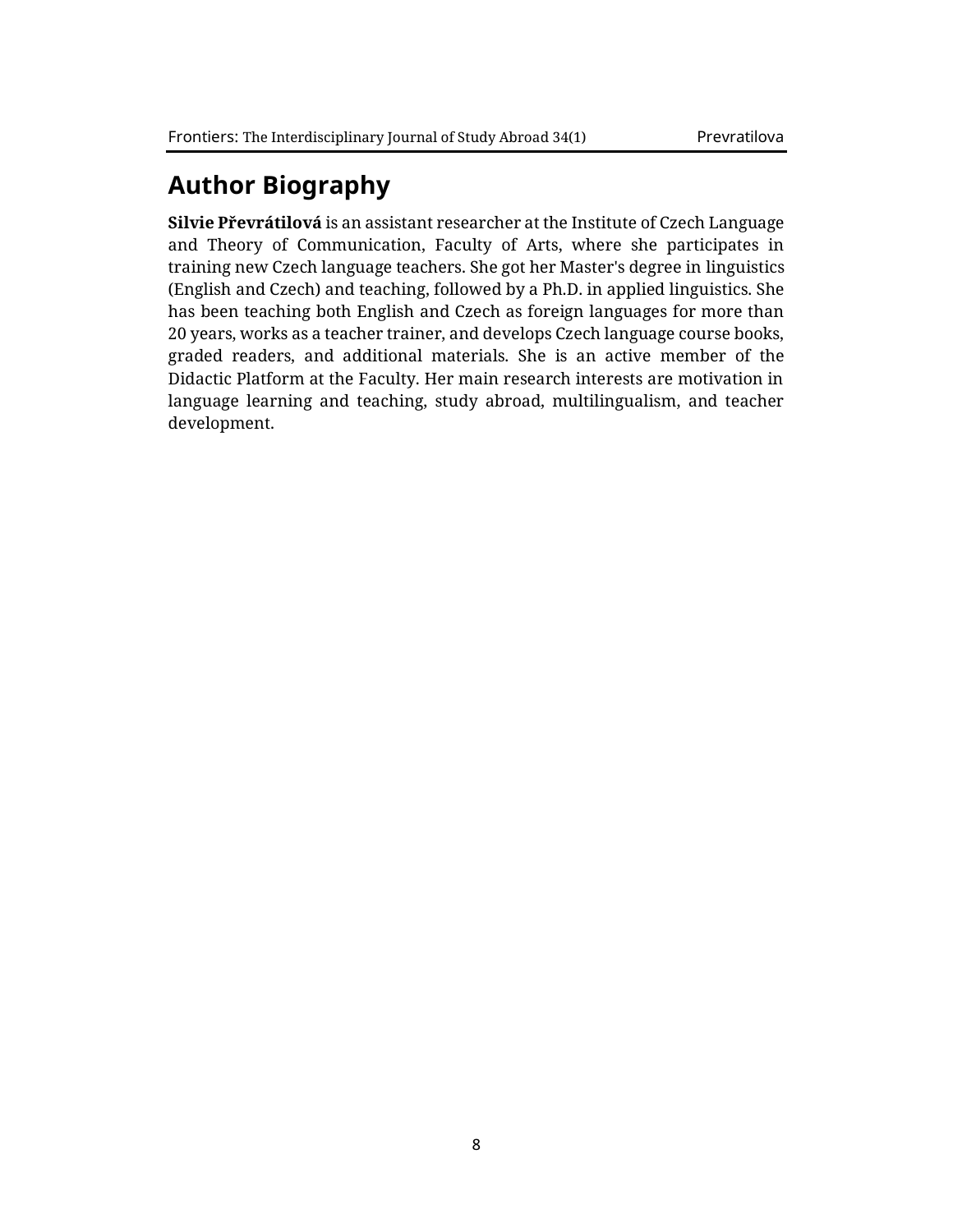## Author Biography

**Silvie Převrátilová** is an assistant researcher at the Institute of Czech Language and Theory of Communication, Faculty of Arts, where she participates in training new Czech language teachers. She got her Master's degree in linguistics (English and Czech) and teaching, followed by a Ph.D. in applied linguistics. She has been teaching both English and Czech as foreign languages for more than 20 years, works as a teacher trainer, and develops Czech language course books, graded readers, and additional materials. She is an active member of the Didactic Platform at the Faculty. Her main research interests are motivation in language learning and teaching, study abroad, multilingualism, and teacher development.